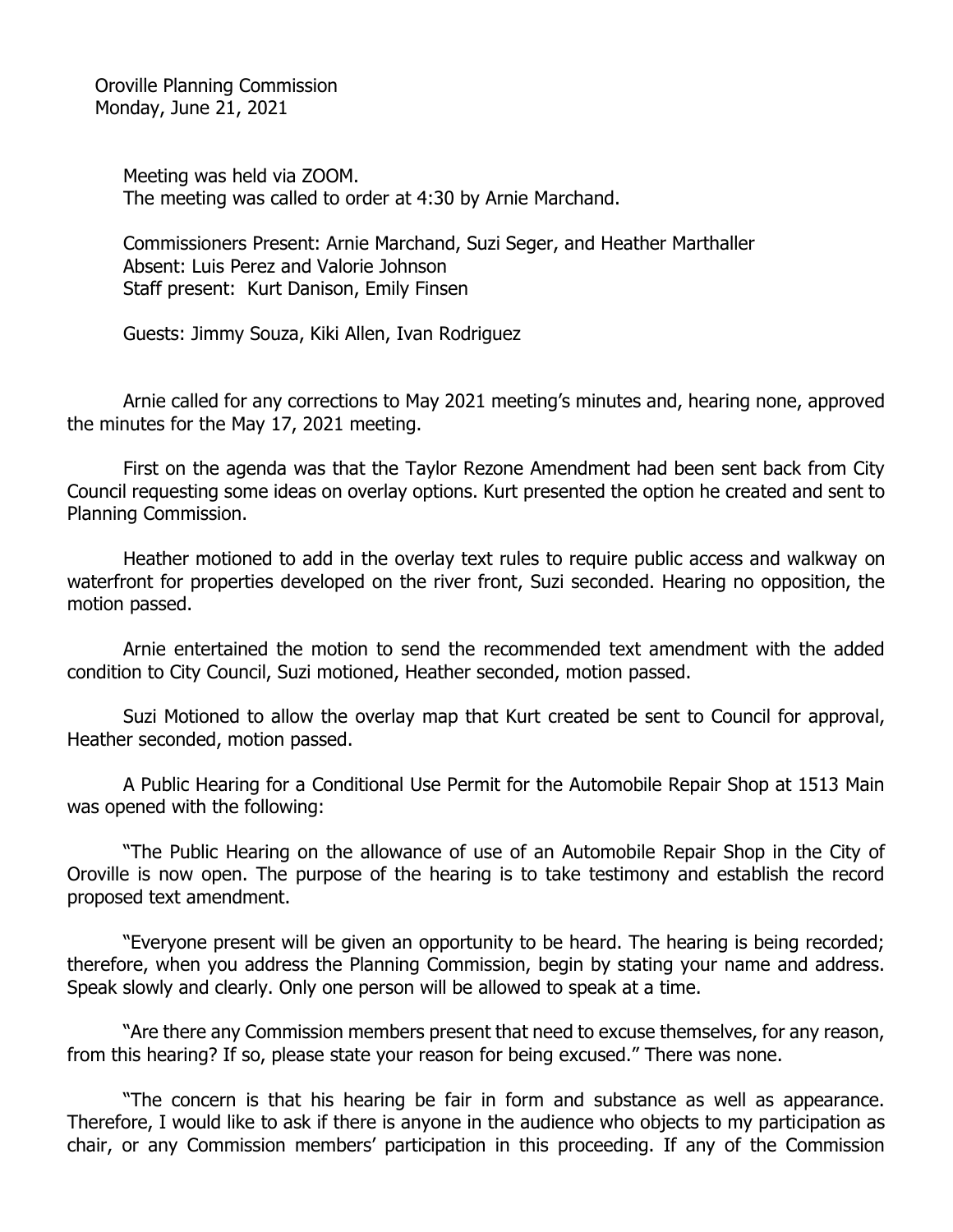Oroville Planning Commission
Monday, June 21, 2021

Meeting was held via ZOOM.
The meeting was called to order at 4:30 by Arnie Marchand.

Commissioners Present: Arnie Marchand, Suzi Seger, and Heather Marthaller
Absent: Luis Perez and Valorie Johnson
Staff present: Kurt Danison, Emily Finsen

Guests: Jimmy Souza, Kiki Allen, Ivan Rodriguez

Arnie called for any corrections to May 2021 meeting's minutes and, hearing none, approved the minutes for the May 17, 2021 meeting.

First on the agenda was that the Taylor Rezone Amendment had been sent back from City Council requesting some ideas on overlay options. Kurt presented the option he created and sent to Planning Commission.

Heather motioned to add in the overlay text rules to require public access and walkway on waterfront for properties developed on the river front, Suzi seconded. Hearing no opposition, the motion passed.

Arnie entertained the motion to send the recommended text amendment with the added condition to City Council, Suzi motioned, Heather seconded, motion passed.

Suzi Motioned to allow the overlay map that Kurt created be sent to Council for approval, Heather seconded, motion passed.

A Public Hearing for a Conditional Use Permit for the Automobile Repair Shop at 1513 Main was opened with the following:

"The Public Hearing on the allowance of use of an Automobile Repair Shop in the City of Oroville is now open. The purpose of the hearing is to take testimony and establish the record proposed text amendment.

"Everyone present will be given an opportunity to be heard. The hearing is being recorded; therefore, when you address the Planning Commission, begin by stating your name and address. Speak slowly and clearly. Only one person will be allowed to speak at a time.

"Are there any Commission members present that need to excuse themselves, for any reason, from this hearing? If so, please state your reason for being excused." There was none.

"The concern is that his hearing be fair in form and substance as well as appearance. Therefore, I would like to ask if there is anyone in the audience who objects to my participation as chair, or any Commission members' participation in this proceeding. If any of the Commission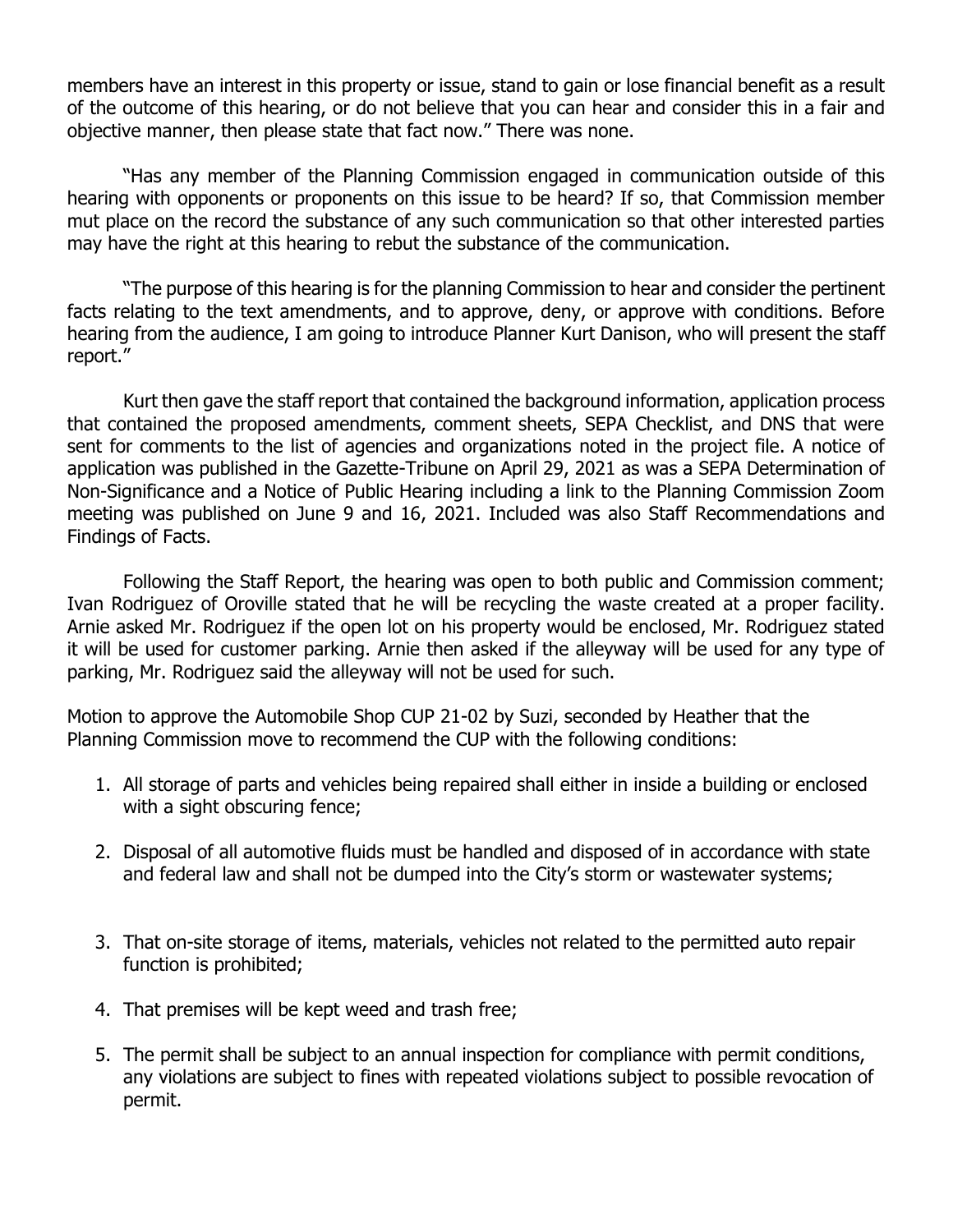members have an interest in this property or issue, stand to gain or lose financial benefit as a result of the outcome of this hearing, or do not believe that you can hear and consider this in a fair and objective manner, then please state that fact now." There was none.

"Has any member of the Planning Commission engaged in communication outside of this hearing with opponents or proponents on this issue to be heard? If so, that Commission member mut place on the record the substance of any such communication so that other interested parties may have the right at this hearing to rebut the substance of the communication.

"The purpose of this hearing is for the planning Commission to hear and consider the pertinent facts relating to the text amendments, and to approve, deny, or approve with conditions. Before hearing from the audience, I am going to introduce Planner Kurt Danison, who will present the staff report."

Kurt then gave the staff report that contained the background information, application process that contained the proposed amendments, comment sheets, SEPA Checklist, and DNS that were sent for comments to the list of agencies and organizations noted in the project file. A notice of application was published in the Gazette-Tribune on April 29, 2021 as was a SEPA Determination of Non-Significance and a Notice of Public Hearing including a link to the Planning Commission Zoom meeting was published on June 9 and 16, 2021. Included was also Staff Recommendations and Findings of Facts.

Following the Staff Report, the hearing was open to both public and Commission comment; Ivan Rodriguez of Oroville stated that he will be recycling the waste created at a proper facility. Arnie asked Mr. Rodriguez if the open lot on his property would be enclosed, Mr. Rodriguez stated it will be used for customer parking. Arnie then asked if the alleyway will be used for any type of parking, Mr. Rodriguez said the alleyway will not be used for such.

Motion to approve the Automobile Shop CUP 21-02 by Suzi, seconded by Heather that the Planning Commission move to recommend the CUP with the following conditions:

1. All storage of parts and vehicles being repaired shall either in inside a building or enclosed with a sight obscuring fence;
2. Disposal of all automotive fluids must be handled and disposed of in accordance with state and federal law and shall not be dumped into the City's storm or wastewater systems;
3. That on-site storage of items, materials, vehicles not related to the permitted auto repair function is prohibited;
4. That premises will be kept weed and trash free;
5. The permit shall be subject to an annual inspection for compliance with permit conditions, any violations are subject to fines with repeated violations subject to possible revocation of permit.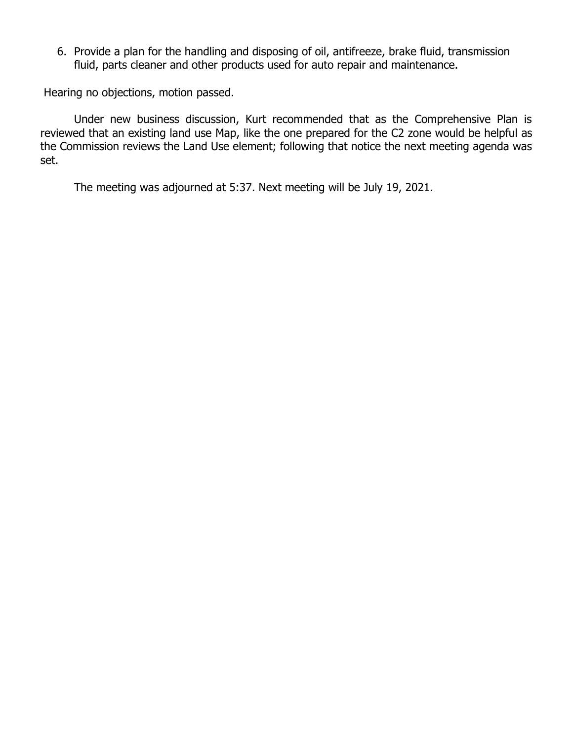6. Provide a plan for the handling and disposing of oil, antifreeze, brake fluid, transmission fluid, parts cleaner and other products used for auto repair and maintenance.

Hearing no objections, motion passed.

Under new business discussion, Kurt recommended that as the Comprehensive Plan is reviewed that an existing land use Map, like the one prepared for the C2 zone would be helpful as the Commission reviews the Land Use element; following that notice the next meeting agenda was set.

The meeting was adjourned at 5:37. Next meeting will be July 19, 2021.